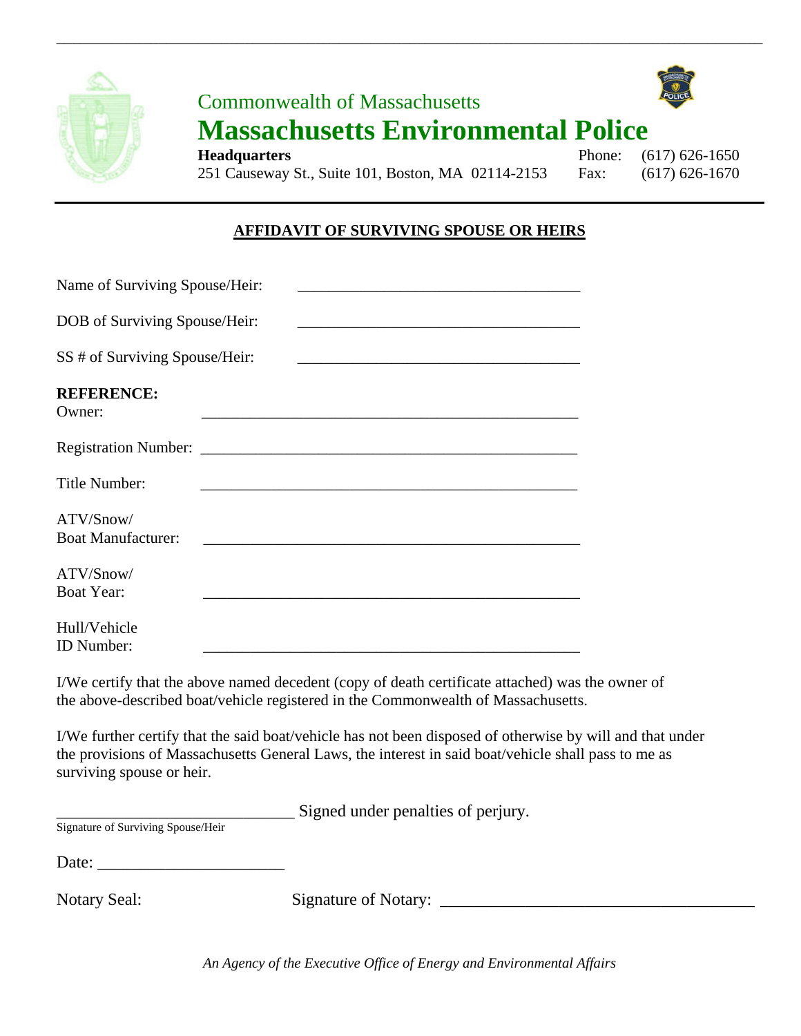Commonwealth of Massachusetts

# Massachusetts Environmental Police

**Headquarters**
251 Causeway St., Suite 101, Boston, MA 02114-2153

Phone: (617) 626-1650
Fax: (617) 626-1670

## AFFIDAVIT OF SURVIVING SPOUSE OR HEIRS

Name of Surviving Spouse/Heir: ____________________________________

DOB of Surviving Spouse/Heir: ____________________________________

SS # of Surviving Spouse/Heir: ____________________________________

**REFERENCE:**
Owner: ________________________________________________

Registration Number: ________________________________________________

Title Number: ________________________________________________

ATV/Snow/
Boat Manufacturer: ________________________________________________

ATV/Snow/
Boat Year: ________________________________________________

Hull/Vehicle
ID Number: ________________________________________________

I/We certify that the above named decedent (copy of death certificate attached) was the owner of the above-described boat/vehicle registered in the Commonwealth of Massachusetts.

I/We further certify that the said boat/vehicle has not been disposed of otherwise by will and that under the provisions of Massachusetts General Laws, the interest in said boat/vehicle shall pass to me as surviving spouse or heir.

______________________________ Signed under penalties of perjury.
Signature of Surviving Spouse/Heir

Date: ______________________

Notary Seal: Signature of Notary: ____________________________________

*An Agency of the Executive Office of Energy and Environmental Affairs*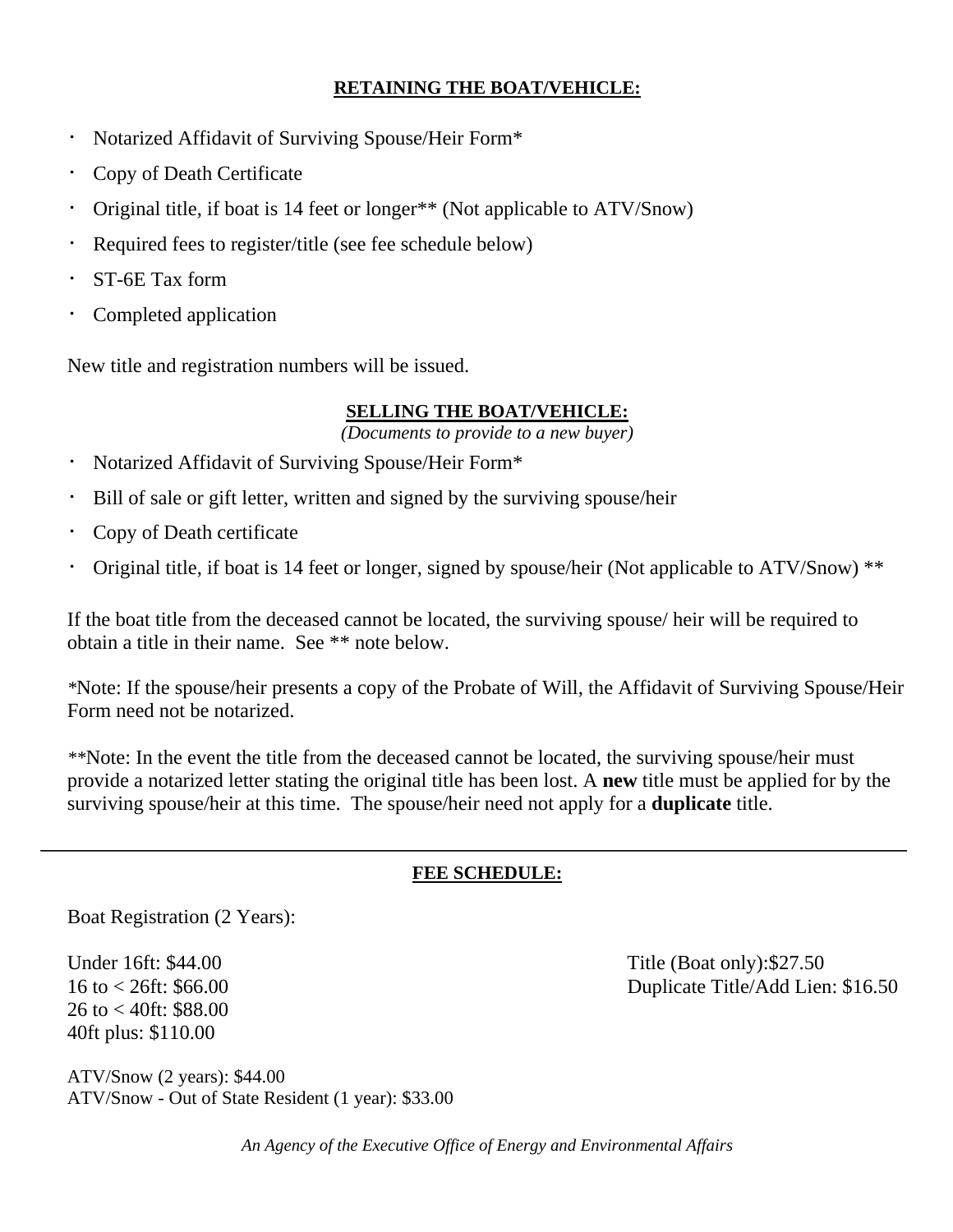## RETAINING THE BOAT/VEHICLE:

- Notarized Affidavit of Surviving Spouse/Heir Form*
- Copy of Death Certificate
- Original title, if boat is 14 feet or longer** (Not applicable to ATV/Snow)
- Required fees to register/title (see fee schedule below)
- ST-6E Tax form
- Completed application

New title and registration numbers will be issued.

## SELLING THE BOAT/VEHICLE:

*(Documents to provide to a new buyer)*

- Notarized Affidavit of Surviving Spouse/Heir Form*
- Bill of sale or gift letter, written and signed by the surviving spouse/heir
- Copy of Death certificate
- Original title, if boat is 14 feet or longer, signed by spouse/heir (Not applicable to ATV/Snow) **

If the boat title from the deceased cannot be located, the surviving spouse/ heir will be required to obtain a title in their name. See ** note below.

*Note: If the spouse/heir presents a copy of the Probate of Will, the Affidavit of Surviving Spouse/Heir Form need not be notarized.

**Note: In the event the title from the deceased cannot be located, the surviving spouse/heir must provide a notarized letter stating the original title has been lost. A **new** title must be applied for by the surviving spouse/heir at this time. The spouse/heir need not apply for a **duplicate** title.

---

## FEE SCHEDULE:

Boat Registration (2 Years):

Under 16ft: $44.00
16 to < 26ft: $66.00
26 to < 40ft: $88.00
40ft plus: $110.00

Title (Boat only):$27.50
Duplicate Title/Add Lien: $16.50

ATV/Snow (2 years): $44.00
ATV/Snow - Out of State Resident (1 year): $33.00

*An Agency of the Executive Office of Energy and Environmental Affairs*